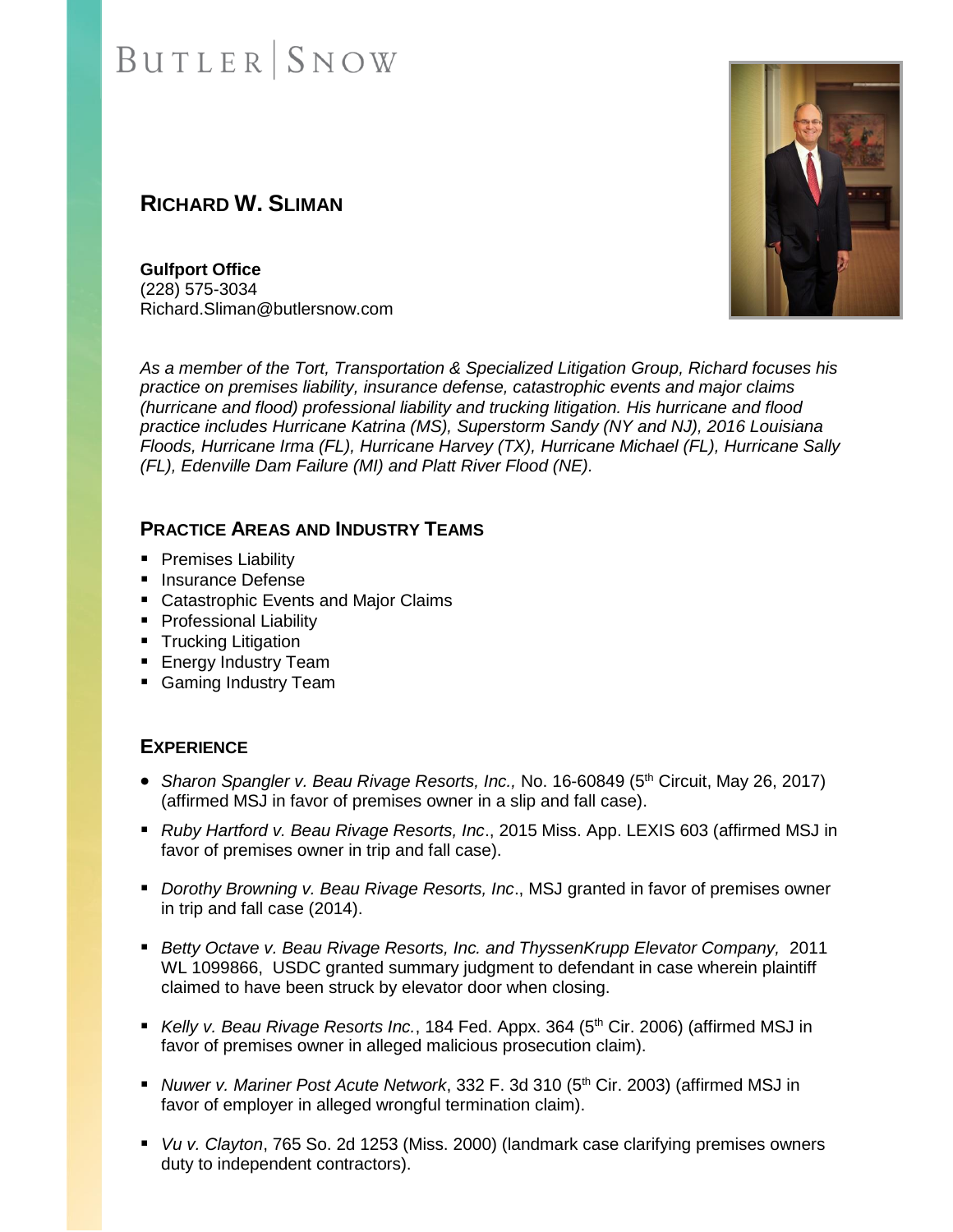BUTLER | SNOW

# RICHARD W. SLIMAN

**Gulfport Office**
(228) 575-3034
Richard.Sliman@butlersnow.com

*As a member of the Tort, Transportation & Specialized Litigation Group, Richard focuses his practice on premises liability, insurance defense, catastrophic events and major claims (hurricane and flood) professional liability and trucking litigation. His hurricane and flood practice includes Hurricane Katrina (MS), Superstorm Sandy (NY and NJ), 2016 Louisiana Floods, Hurricane Irma (FL), Hurricane Harvey (TX), Hurricane Michael (FL), Hurricane Sally (FL), Edenville Dam Failure (MI) and Platt River Flood (NE).*

## PRACTICE AREAS AND INDUSTRY TEAMS

- Premises Liability
- Insurance Defense
- Catastrophic Events and Major Claims
- Professional Liability
- Trucking Litigation
- Energy Industry Team
- Gaming Industry Team

## EXPERIENCE

- *Sharon Spangler v. Beau Rivage Resorts, Inc.,* No. 16-60849 (5th Circuit, May 26, 2017) (affirmed MSJ in favor of premises owner in a slip and fall case).
- *Ruby Hartford v. Beau Rivage Resorts, Inc*., 2015 Miss. App. LEXIS 603 (affirmed MSJ in favor of premises owner in trip and fall case).
- *Dorothy Browning v. Beau Rivage Resorts, Inc*., MSJ granted in favor of premises owner in trip and fall case (2014).
- *Betty Octave v. Beau Rivage Resorts, Inc. and ThyssenKrupp Elevator Company,* 2011 WL 1099866, USDC granted summary judgment to defendant in case wherein plaintiff claimed to have been struck by elevator door when closing.
- *Kelly v. Beau Rivage Resorts Inc.*, 184 Fed. Appx. 364 (5th Cir. 2006) (affirmed MSJ in favor of premises owner in alleged malicious prosecution claim).
- *Nuwer v. Mariner Post Acute Network*, 332 F. 3d 310 (5th Cir. 2003) (affirmed MSJ in favor of employer in alleged wrongful termination claim).
- *Vu v. Clayton*, 765 So. 2d 1253 (Miss. 2000) (landmark case clarifying premises owners duty to independent contractors).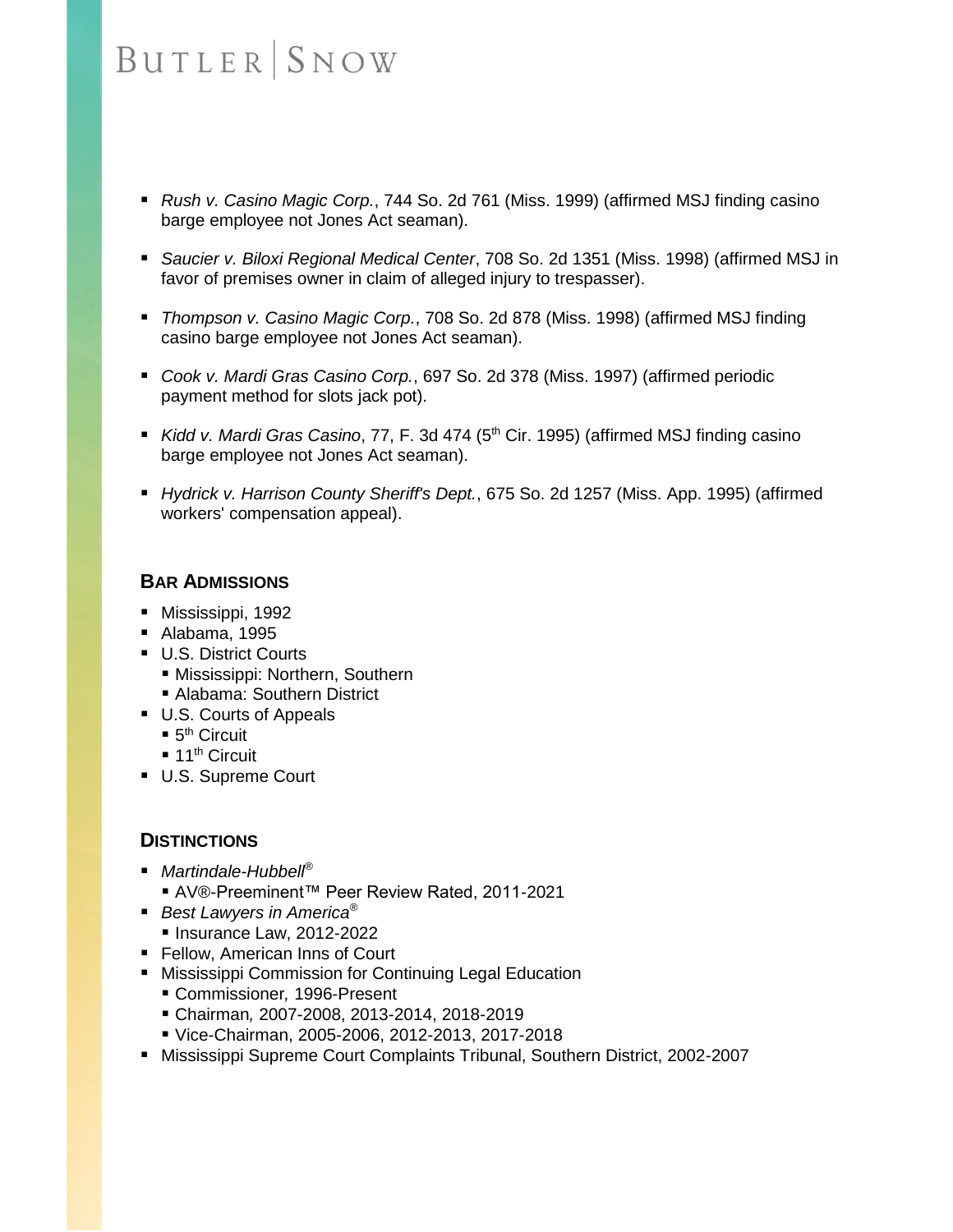- *Rush v. Casino Magic Corp.*, 744 So. 2d 761 (Miss. 1999) (affirmed MSJ finding casino barge employee not Jones Act seaman).
- *Saucier v. Biloxi Regional Medical Center*, 708 So. 2d 1351 (Miss. 1998) (affirmed MSJ in favor of premises owner in claim of alleged injury to trespasser).
- *Thompson v. Casino Magic Corp.*, 708 So. 2d 878 (Miss. 1998) (affirmed MSJ finding casino barge employee not Jones Act seaman).
- *Cook v. Mardi Gras Casino Corp.*, 697 So. 2d 378 (Miss. 1997) (affirmed periodic payment method for slots jack pot).
- *Kidd v. Mardi Gras Casino*, 77, F. 3d 474 (5th Cir. 1995) (affirmed MSJ finding casino barge employee not Jones Act seaman).
- *Hydrick v. Harrison County Sheriff's Dept.*, 675 So. 2d 1257 (Miss. App. 1995) (affirmed workers' compensation appeal).

## BAR ADMISSIONS

- Mississippi, 1992
- Alabama, 1995
- U.S. District Courts
  - Mississippi: Northern, Southern
  - Alabama: Southern District
- U.S. Courts of Appeals
  - 5th Circuit
  - 11th Circuit
- U.S. Supreme Court

## DISTINCTIONS

- *Martindale-Hubbell®*
  - AV®-Preeminent™ Peer Review Rated, 2011-2021
- *Best Lawyers in America®*
  - Insurance Law, 2012-2022
- Fellow, American Inns of Court
- Mississippi Commission for Continuing Legal Education
  - Commissioner, 1996-Present
  - Chairman, 2007-2008, 2013-2014, 2018-2019
  - Vice-Chairman, 2005-2006, 2012-2013, 2017-2018
- Mississippi Supreme Court Complaints Tribunal, Southern District, 2002-2007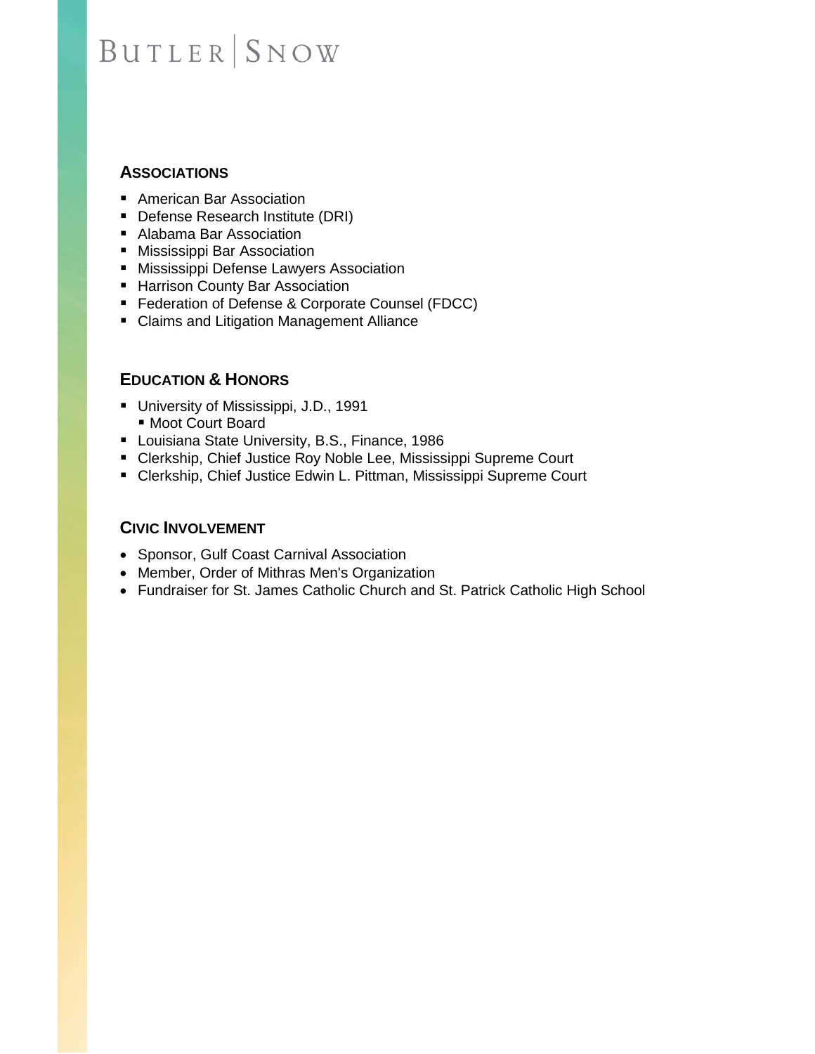## Associations

- American Bar Association
- Defense Research Institute (DRI)
- Alabama Bar Association
- Mississippi Bar Association
- Mississippi Defense Lawyers Association
- Harrison County Bar Association
- Federation of Defense & Corporate Counsel (FDCC)
- Claims and Litigation Management Alliance

## Education & Honors

- University of Mississippi, J.D., 1991
  - Moot Court Board
- Louisiana State University, B.S., Finance, 1986
- Clerkship, Chief Justice Roy Noble Lee, Mississippi Supreme Court
- Clerkship, Chief Justice Edwin L. Pittman, Mississippi Supreme Court

## Civic Involvement

- Sponsor, Gulf Coast Carnival Association
- Member, Order of Mithras Men's Organization
- Fundraiser for St. James Catholic Church and St. Patrick Catholic High School